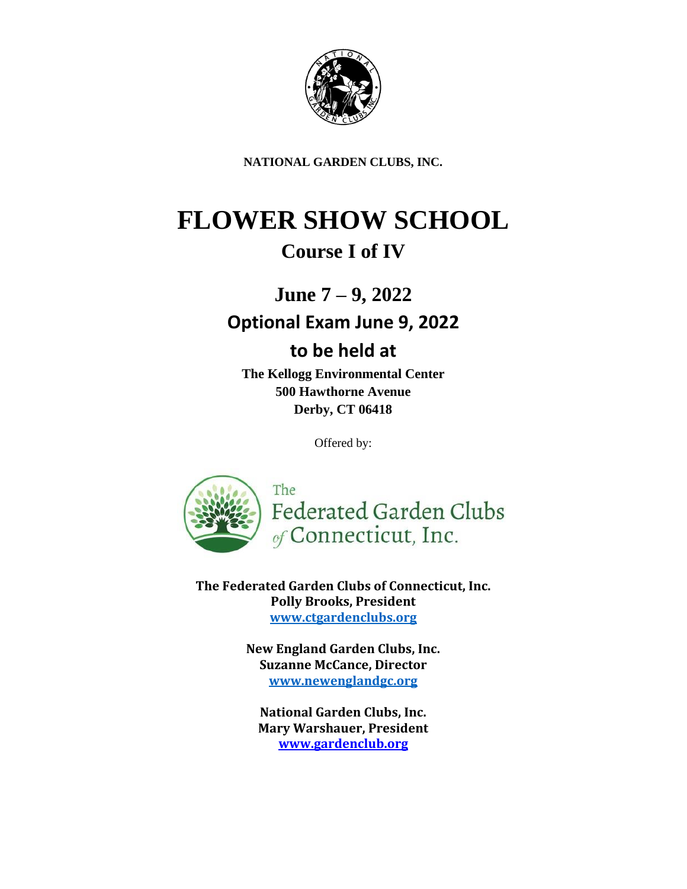**NATIONAL GARDEN CLUBS, INC.**

# FLOWER SHOW SCHOOL

## Course I of IV

## June 7 – 9, 2022

## Optional Exam June 9, 2022

## to be held at

**The Kellogg Environmental Center**
**500 Hawthorne Avenue**
**Derby, CT 06418**

Offered by:

The Federated Garden Clubs of Connecticut, Inc.

**The Federated Garden Clubs of Connecticut, Inc.**
**Polly Brooks, President**
**www.ctgardenclubs.org**

**New England Garden Clubs, Inc.**
**Suzanne McCance, Director**
**www.newenglandgc.org**

**National Garden Clubs, Inc.**
**Mary Warshauer, President**
**www.gardenclub.org**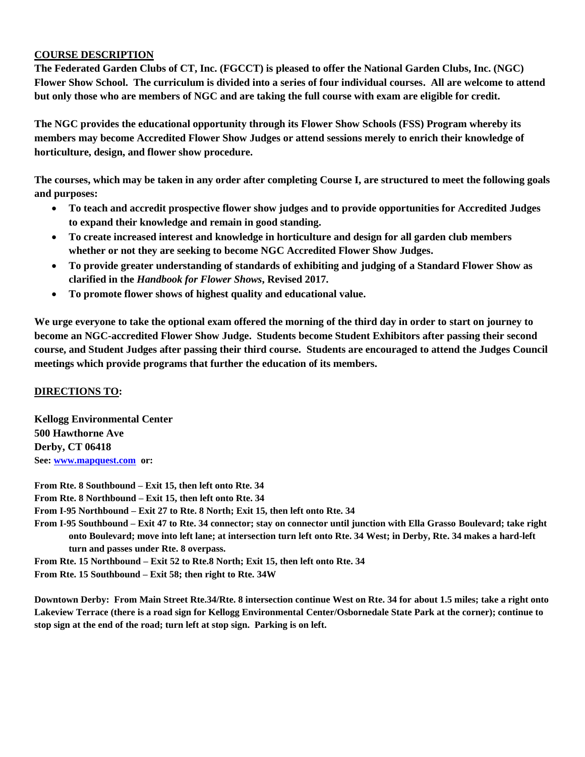## COURSE DESCRIPTION

**The Federated Garden Clubs of CT, Inc. (FGCCT) is pleased to offer the National Garden Clubs, Inc. (NGC) Flower Show School. The curriculum is divided into a series of four individual courses. All are welcome to attend but only those who are members of NGC and are taking the full course with exam are eligible for credit.**

**The NGC provides the educational opportunity through its Flower Show Schools (FSS) Program whereby its members may become Accredited Flower Show Judges or attend sessions merely to enrich their knowledge of horticulture, design, and flower show procedure.**

**The courses, which may be taken in any order after completing Course I, are structured to meet the following goals and purposes:**

- **To teach and accredit prospective flower show judges and to provide opportunities for Accredited Judges to expand their knowledge and remain in good standing.**
- **To create increased interest and knowledge in horticulture and design for all garden club members whether or not they are seeking to become NGC Accredited Flower Show Judges.**
- **To provide greater understanding of standards of exhibiting and judging of a Standard Flower Show as clarified in the *Handbook for Flower Shows*, Revised 2017.**
- **To promote flower shows of highest quality and educational value.**

**We urge everyone to take the optional exam offered the morning of the third day in order to start on journey to become an NGC-accredited Flower Show Judge. Students become Student Exhibitors after passing their second course, and Student Judges after passing their third course. Students are encouraged to attend the Judges Council meetings which provide programs that further the education of its members.**

## DIRECTIONS TO:

**Kellogg Environmental Center**
**500 Hawthorne Ave**
**Derby, CT 06418**
**See: www.mapquest.com or:**

**From Rte. 8 Southbound – Exit 15, then left onto Rte. 34**
**From Rte. 8 Northbound – Exit 15, then left onto Rte. 34**
**From I-95 Northbound – Exit 27 to Rte. 8 North; Exit 15, then left onto Rte. 34**
**From I-95 Southbound – Exit 47 to Rte. 34 connector; stay on connector until junction with Ella Grasso Boulevard; take right onto Boulevard; move into left lane; at intersection turn left onto Rte. 34 West; in Derby, Rte. 34 makes a hard-left turn and passes under Rte. 8 overpass.**
**From Rte. 15 Northbound – Exit 52 to Rte.8 North; Exit 15, then left onto Rte. 34**
**From Rte. 15 Southbound – Exit 58; then right to Rte. 34W**

**Downtown Derby: From Main Street Rte.34/Rte. 8 intersection continue West on Rte. 34 for about 1.5 miles; take a right onto Lakeview Terrace (there is a road sign for Kellogg Environmental Center/Osbornedale State Park at the corner); continue to stop sign at the end of the road; turn left at stop sign. Parking is on left.**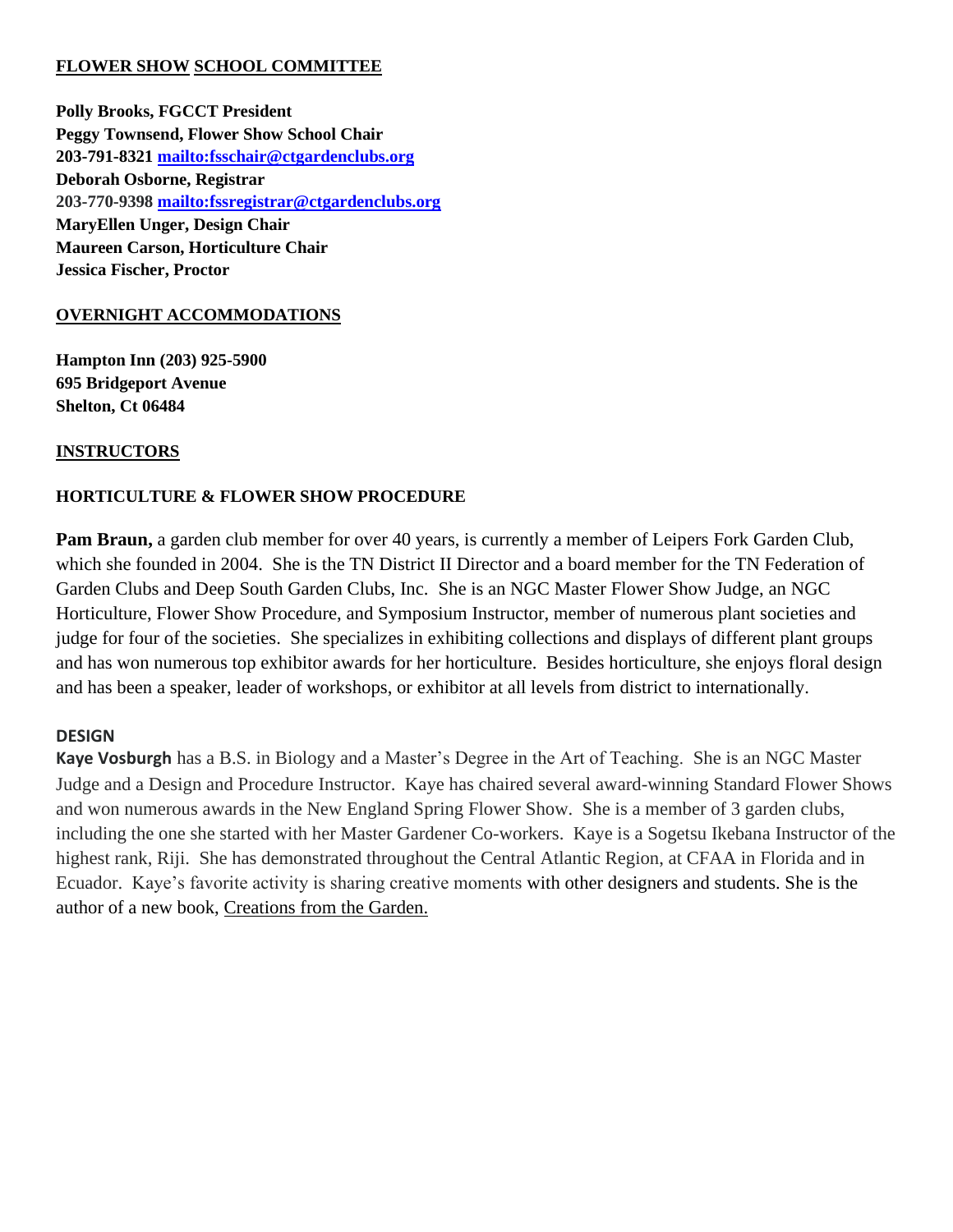## FLOWER SHOW SCHOOL COMMITTEE

**Polly Brooks, FGCCT President**
**Peggy Townsend, Flower Show School Chair**
**203-791-8321 mailto:fsschair@ctgardenclubs.org**
**Deborah Osborne, Registrar**
**203-770-9398 mailto:fssregistrar@ctgardenclubs.org**
**MaryEllen Unger, Design Chair**
**Maureen Carson, Horticulture Chair**
**Jessica Fischer, Proctor**

## OVERNIGHT ACCOMMODATIONS

**Hampton Inn (203) 925-5900**
**695 Bridgeport Avenue**
**Shelton, Ct 06484**

## INSTRUCTORS

### HORTICULTURE & FLOWER SHOW PROCEDURE

**Pam Braun,** a garden club member for over 40 years, is currently a member of Leipers Fork Garden Club, which she founded in 2004. She is the TN District II Director and a board member for the TN Federation of Garden Clubs and Deep South Garden Clubs, Inc. She is an NGC Master Flower Show Judge, an NGC Horticulture, Flower Show Procedure, and Symposium Instructor, member of numerous plant societies and judge for four of the societies. She specializes in exhibiting collections and displays of different plant groups and has won numerous top exhibitor awards for her horticulture. Besides horticulture, she enjoys floral design and has been a speaker, leader of workshops, or exhibitor at all levels from district to internationally.

### DESIGN

**Kaye Vosburgh** has a B.S. in Biology and a Master's Degree in the Art of Teaching. She is an NGC Master Judge and a Design and Procedure Instructor. Kaye has chaired several award-winning Standard Flower Shows and won numerous awards in the New England Spring Flower Show. She is a member of 3 garden clubs, including the one she started with her Master Gardener Co-workers. Kaye is a Sogetsu Ikebana Instructor of the highest rank, Riji. She has demonstrated throughout the Central Atlantic Region, at CFAA in Florida and in Ecuador. Kaye's favorite activity is sharing creative moments with other designers and students. She is the author of a new book, Creations from the Garden.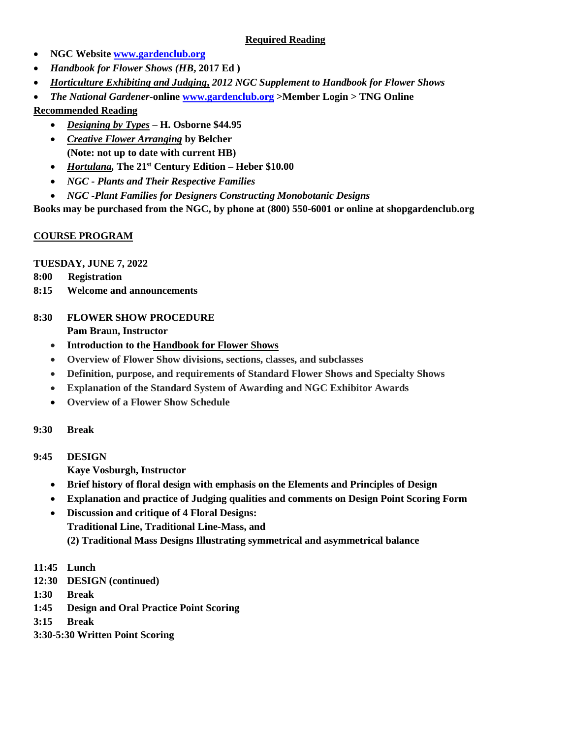**Required Reading**

- **NGC Website [www.gardenclub.org](www.gardenclub.org)**
- ***Handbook for Flower Shows (HB*, 2017 Ed )**
- ***Horticulture Exhibiting and Judging, 2012 NGC Supplement to Handbook for Flower Shows***
- ***The National Gardener*-online [www.gardenclub.org](www.gardenclub.org) >Member Login > TNG Online**

**Recommended Reading**

- ***Designing by Types* – H. Osborne $44.95**
- ***Creative Flower Arranging* by Belcher (Note: not up to date with current HB)**
- ***Hortulana*, The 21st Century Edition – Heber $10.00**
- ***NGC - Plants and Their Respective Families***
- ***NGC -Plant Families for Designers Constructing Monobotanic Designs***

**Books may be purchased from the NGC, by phone at (800) 550-6001 or online at shopgardenclub.org**

## COURSE PROGRAM

**TUESDAY, JUNE 7, 2022**

**8:00 Registration**

**8:15 Welcome and announcements**

**8:30 FLOWER SHOW PROCEDURE**

**Pam Braun, Instructor**

- **Introduction to the Handbook for Flower Shows**
- **Overview of Flower Show divisions, sections, classes, and subclasses**
- **Definition, purpose, and requirements of Standard Flower Shows and Specialty Shows**
- **Explanation of the Standard System of Awarding and NGC Exhibitor Awards**
- **Overview of a Flower Show Schedule**

**9:30 Break**

**9:45 DESIGN**

**Kaye Vosburgh, Instructor**

- **Brief history of floral design with emphasis on the Elements and Principles of Design**
- **Explanation and practice of Judging qualities and comments on Design Point Scoring Form**
- **Discussion and critique of 4 Floral Designs:**
  **Traditional Line, Traditional Line-Mass, and**
  **(2) Traditional Mass Designs Illustrating symmetrical and asymmetrical balance**

**11:45 Lunch**

**12:30 DESIGN (continued)**

**1:30 Break**

**1:45 Design and Oral Practice Point Scoring**

**3:15 Break**

**3:30-5:30 Written Point Scoring**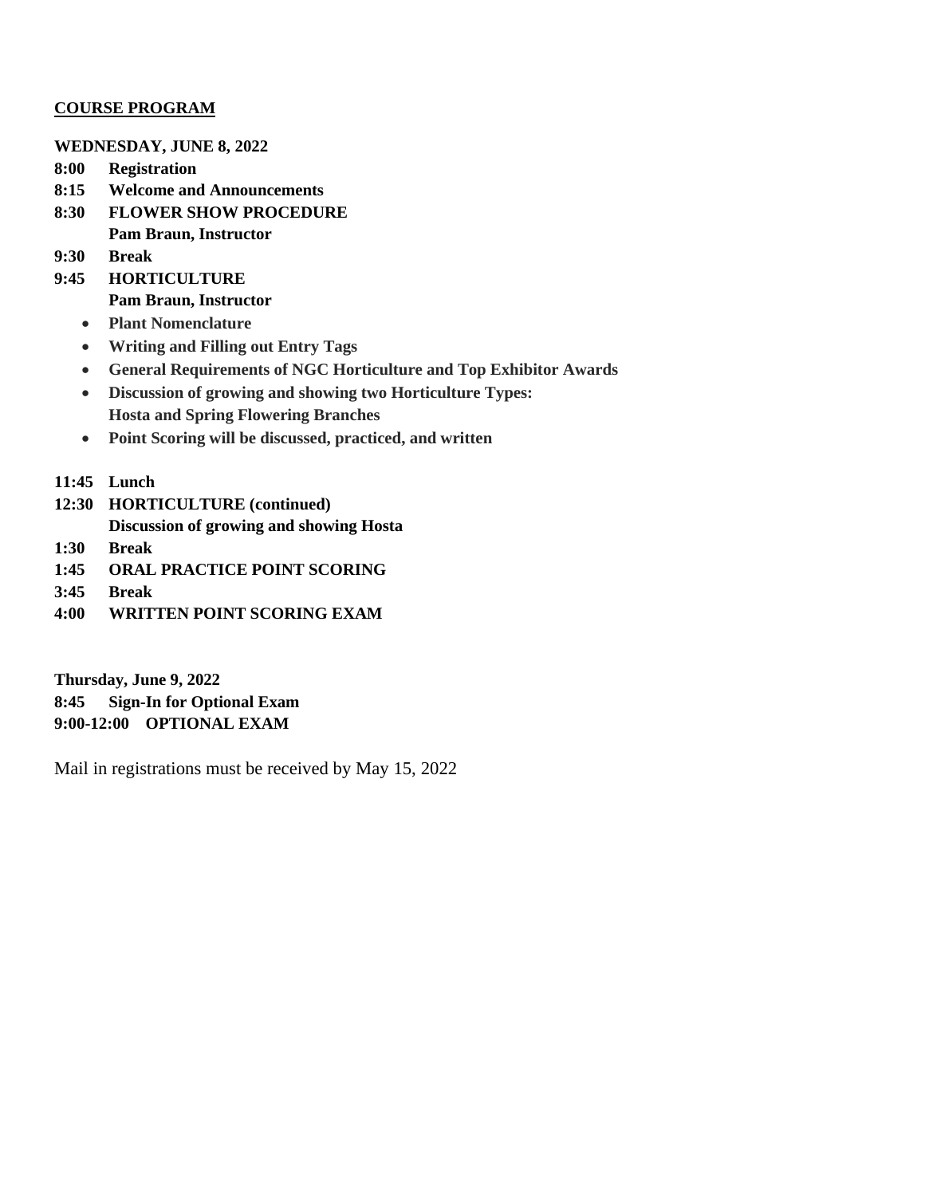**COURSE PROGRAM**

**WEDNESDAY, JUNE 8, 2022**

**8:00 Registration**

**8:15 Welcome and Announcements**

**8:30 FLOWER SHOW PROCEDURE**
**Pam Braun, Instructor**

**9:30 Break**

**9:45 HORTICULTURE**
**Pam Braun, Instructor**

- **Plant Nomenclature**
- **Writing and Filling out Entry Tags**
- **General Requirements of NGC Horticulture and Top Exhibitor Awards**
- **Discussion of growing and showing two Horticulture Types: Hosta and Spring Flowering Branches**
- **Point Scoring will be discussed, practiced, and written**

**11:45 Lunch**

**12:30 HORTICULTURE (continued)**
**Discussion of growing and showing Hosta**

**1:30 Break**

**1:45 ORAL PRACTICE POINT SCORING**

**3:45 Break**

**4:00 WRITTEN POINT SCORING EXAM**

**Thursday, June 9, 2022**

**8:45 Sign-In for Optional Exam**

**9:00-12:00 OPTIONAL EXAM**

Mail in registrations must be received by May 15, 2022